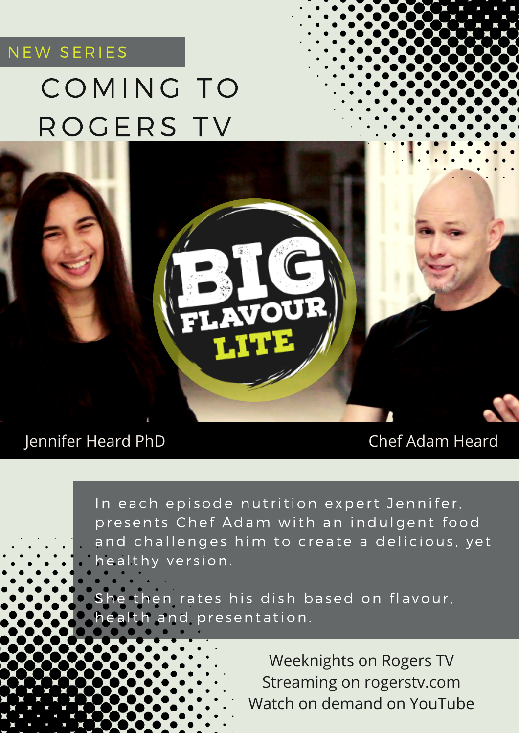NEW SERIES

# COMING TO ROGERS TV

## BIG FLAVOUR LITE

Jennifer Heard PhD

Chef Adam Heard

In each episode nutrition expert Jennifer, presents Chef Adam with an indulgent food and challenges him to create a delicious, yet healthy version.

She then rates his dish based on flavour, health and presentation.

Weeknights on Rogers TV
Streaming on rogerstv.com
Watch on demand on YouTube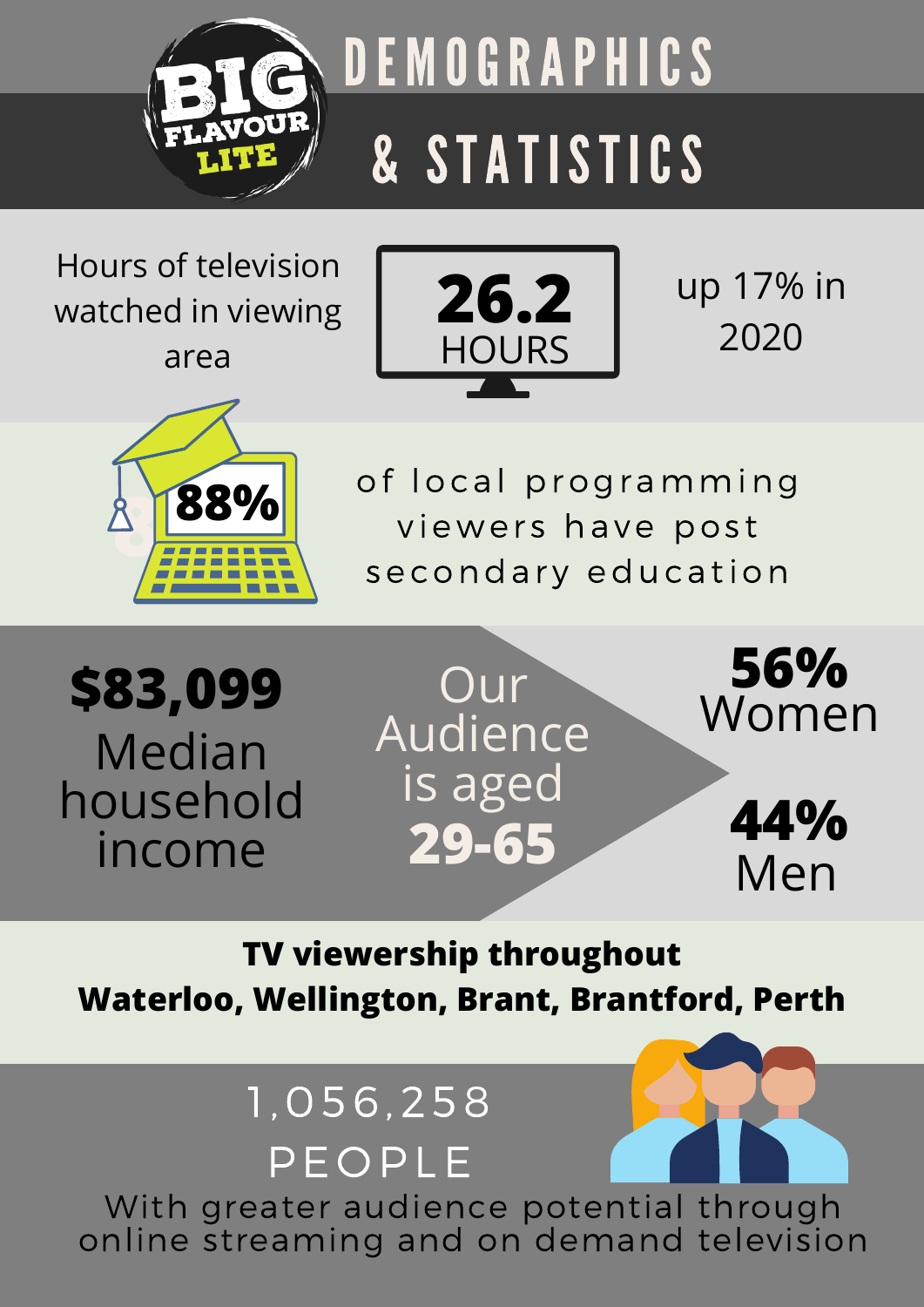# BIG FLAVOUR LITE

# DEMOGRAPHICS & STATISTICS

Hours of television watched in viewing area

**26.2** HOURS

up 17% in 2020

**88%** of local programming viewers have post secondary education

**$83,099**
Median household income

Our Audience is aged **29-65**

**56%** Women

**44%** Men

**TV viewership throughout Waterloo, Wellington, Brant, Brantford, Perth**

1,056,258 PEOPLE

With greater audience potential through online streaming and on demand television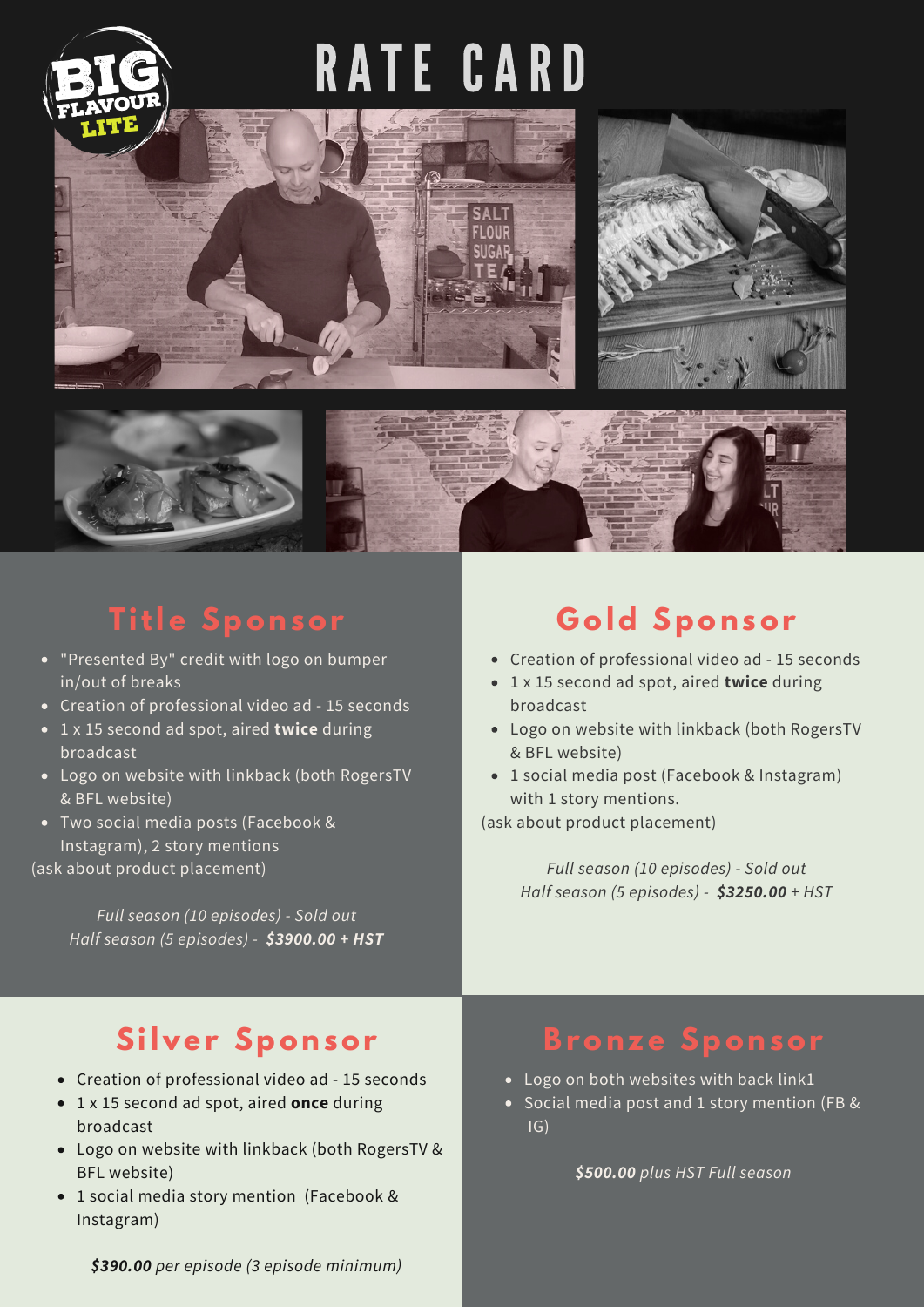# RATE CARD

## Title Sponsor

- "Presented By" credit with logo on bumper in/out of breaks
- Creation of professional video ad - 15 seconds
- 1 x 15 second ad spot, aired **twice** during broadcast
- Logo on website with linkback (both RogersTV & BFL website)
- Two social media posts (Facebook & Instagram), 2 story mentions

(ask about product placement)

*Full season (10 episodes) - Sold out*
*Half season (5 episodes) - **$3900.00 + HST***

## Gold Sponsor

- Creation of professional video ad - 15 seconds
- 1 x 15 second ad spot, aired **twice** during broadcast
- Logo on website with linkback (both RogersTV & BFL website)
- 1 social media post (Facebook & Instagram) with 1 story mentions.

(ask about product placement)

*Full season (10 episodes) - Sold out*
*Half season (5 episodes) - **$3250.00*** *+ HST*

## Silver Sponsor

- Creation of professional video ad - 15 seconds
- 1 x 15 second ad spot, aired **once** during broadcast
- Logo on website with linkback (both RogersTV & BFL website)
- 1 social media story mention (Facebook & Instagram)

***$390.00*** *per episode (3 episode minimum)*

## Bronze Sponsor

- Logo on both websites with back link1
- Social media post and 1 story mention (FB & IG)

***$500.00*** *plus HST Full season*